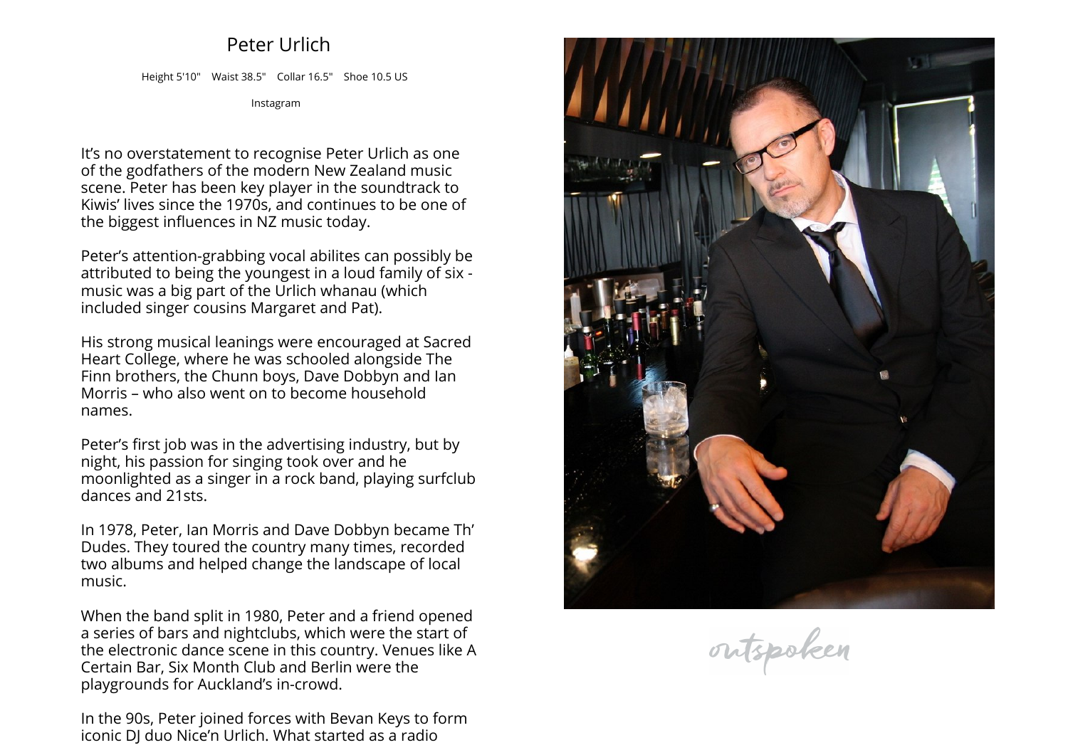# Peter Urlich

Height 5'10"    Waist 38.5"    Collar 16.5"    Shoe 10.5 US

Instagram

It's no overstatement to recognise Peter Urlich as one of the godfathers of the modern New Zealand music scene. Peter has been key player in the soundtrack to Kiwis' lives since the 1970s, and continues to be one of the biggest influences in NZ music today.

Peter's attention-grabbing vocal abilites can possibly be attributed to being the youngest in a loud family of six - music was a big part of the Urlich whanau (which included singer cousins Margaret and Pat).

His strong musical leanings were encouraged at Sacred Heart College, where he was schooled alongside The Finn brothers, the Chunn boys, Dave Dobbyn and Ian Morris – who also went on to become household names.

Peter's first job was in the advertising industry, but by night, his passion for singing took over and he moonlighted as a singer in a rock band, playing surfclub dances and 21sts.

In 1978, Peter, Ian Morris and Dave Dobbyn became Th' Dudes. They toured the country many times, recorded two albums and helped change the landscape of local music.

When the band split in 1980, Peter and a friend opened a series of bars and nightclubs, which were the start of the electronic dance scene in this country. Venues like A Certain Bar, Six Month Club and Berlin were the playgrounds for Auckland's in-crowd.

In the 90s, Peter joined forces with Bevan Keys to form iconic DJ duo Nice'n Urlich. What started as a radio

outspoken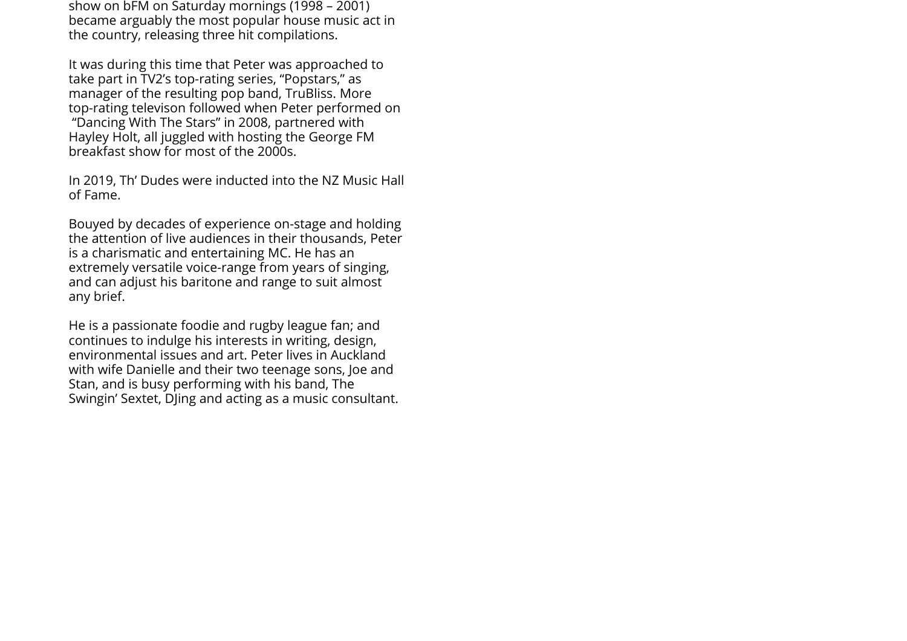show on bFM on Saturday mornings (1998 – 2001) became arguably the most popular house music act in the country, releasing three hit compilations.

It was during this time that Peter was approached to take part in TV2's top-rating series, "Popstars," as manager of the resulting pop band, TruBliss. More top-rating televison followed when Peter performed on "Dancing With The Stars" in 2008, partnered with Hayley Holt, all juggled with hosting the George FM breakfast show for most of the 2000s.

In 2019, Th' Dudes were inducted into the NZ Music Hall of Fame.

Bouyed by decades of experience on-stage and holding the attention of live audiences in their thousands, Peter is a charismatic and entertaining MC. He has an extremely versatile voice-range from years of singing, and can adjust his baritone and range to suit almost any brief.

He is a passionate foodie and rugby league fan; and continues to indulge his interests in writing, design, environmental issues and art. Peter lives in Auckland with wife Danielle and their two teenage sons, Joe and Stan, and is busy performing with his band, The Swingin' Sextet, DJing and acting as a music consultant.